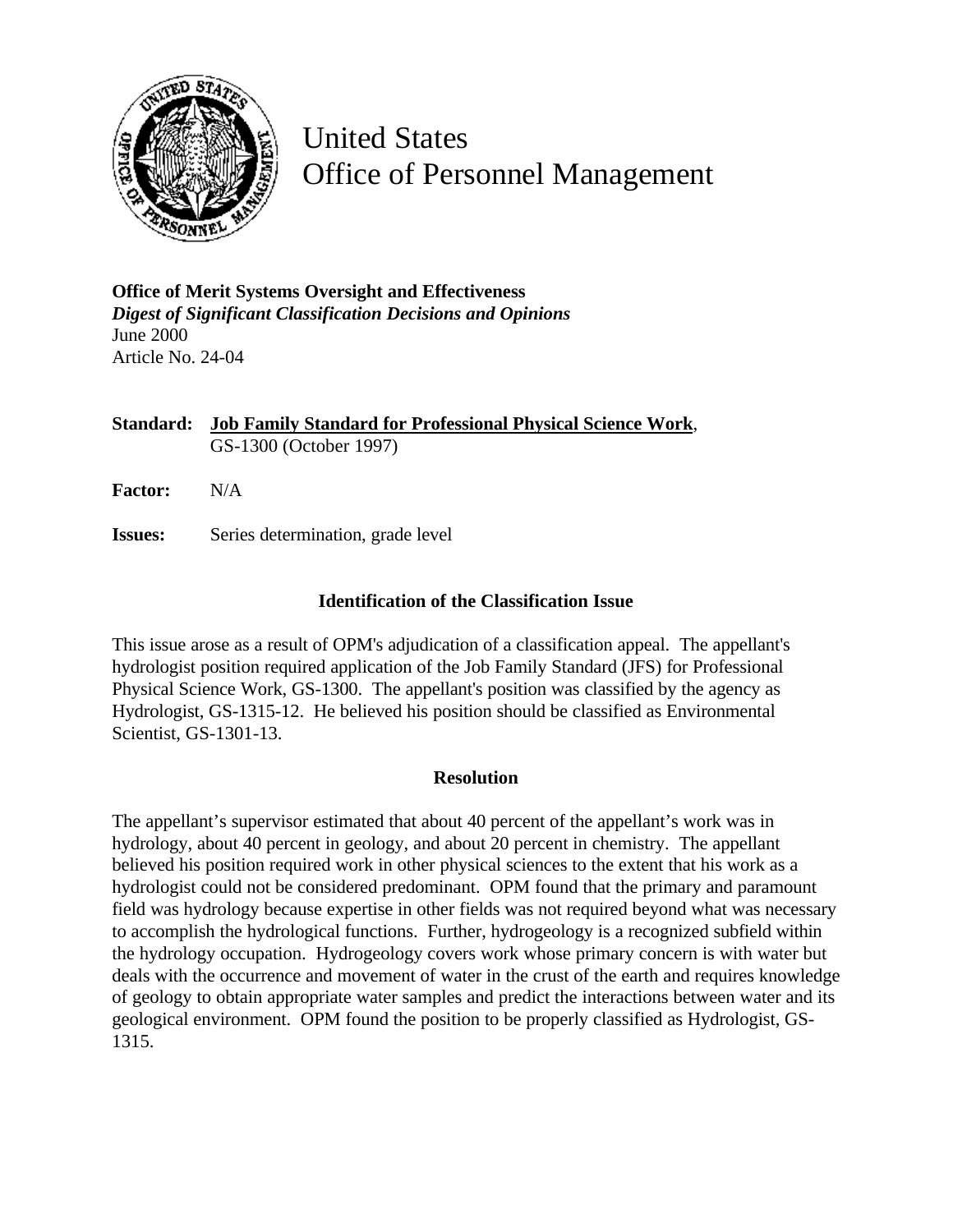# United States
# Office of Personnel Management

**Office of Merit Systems Oversight and Effectiveness**
***Digest of Significant Classification Decisions and Opinions***
June 2000
Article No. 24-04

**Standard:** **Job Family Standard for Professional Physical Science Work**, GS-1300 (October 1997)

**Factor:** N/A

**Issues:** Series determination, grade level

### Identification of the Classification Issue

This issue arose as a result of OPM's adjudication of a classification appeal. The appellant's hydrologist position required application of the Job Family Standard (JFS) for Professional Physical Science Work, GS-1300. The appellant's position was classified by the agency as Hydrologist, GS-1315-12. He believed his position should be classified as Environmental Scientist, GS-1301-13.

### Resolution

The appellant's supervisor estimated that about 40 percent of the appellant's work was in hydrology, about 40 percent in geology, and about 20 percent in chemistry. The appellant believed his position required work in other physical sciences to the extent that his work as a hydrologist could not be considered predominant. OPM found that the primary and paramount field was hydrology because expertise in other fields was not required beyond what was necessary to accomplish the hydrological functions. Further, hydrogeology is a recognized subfield within the hydrology occupation. Hydrogeology covers work whose primary concern is with water but deals with the occurrence and movement of water in the crust of the earth and requires knowledge of geology to obtain appropriate water samples and predict the interactions between water and its geological environment. OPM found the position to be properly classified as Hydrologist, GS-1315.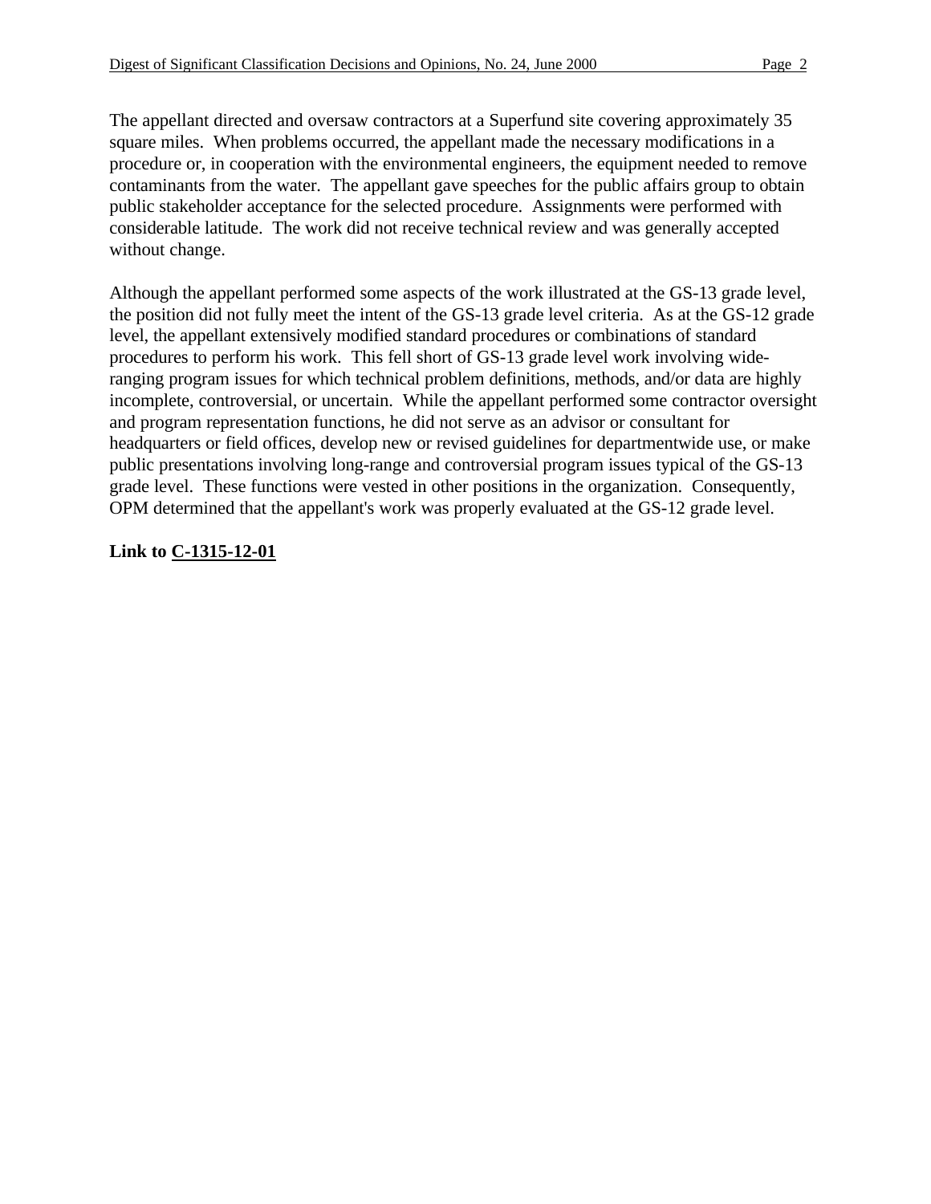The appellant directed and oversaw contractors at a Superfund site covering approximately 35 square miles. When problems occurred, the appellant made the necessary modifications in a procedure or, in cooperation with the environmental engineers, the equipment needed to remove contaminants from the water. The appellant gave speeches for the public affairs group to obtain public stakeholder acceptance for the selected procedure. Assignments were performed with considerable latitude. The work did not receive technical review and was generally accepted without change.

Although the appellant performed some aspects of the work illustrated at the GS-13 grade level, the position did not fully meet the intent of the GS-13 grade level criteria. As at the GS-12 grade level, the appellant extensively modified standard procedures or combinations of standard procedures to perform his work. This fell short of GS-13 grade level work involving wide-ranging program issues for which technical problem definitions, methods, and/or data are highly incomplete, controversial, or uncertain. While the appellant performed some contractor oversight and program representation functions, he did not serve as an advisor or consultant for headquarters or field offices, develop new or revised guidelines for departmentwide use, or make public presentations involving long-range and controversial program issues typical of the GS-13 grade level. These functions were vested in other positions in the organization. Consequently, OPM determined that the appellant's work was properly evaluated at the GS-12 grade level.

**Link to C-1315-12-01**